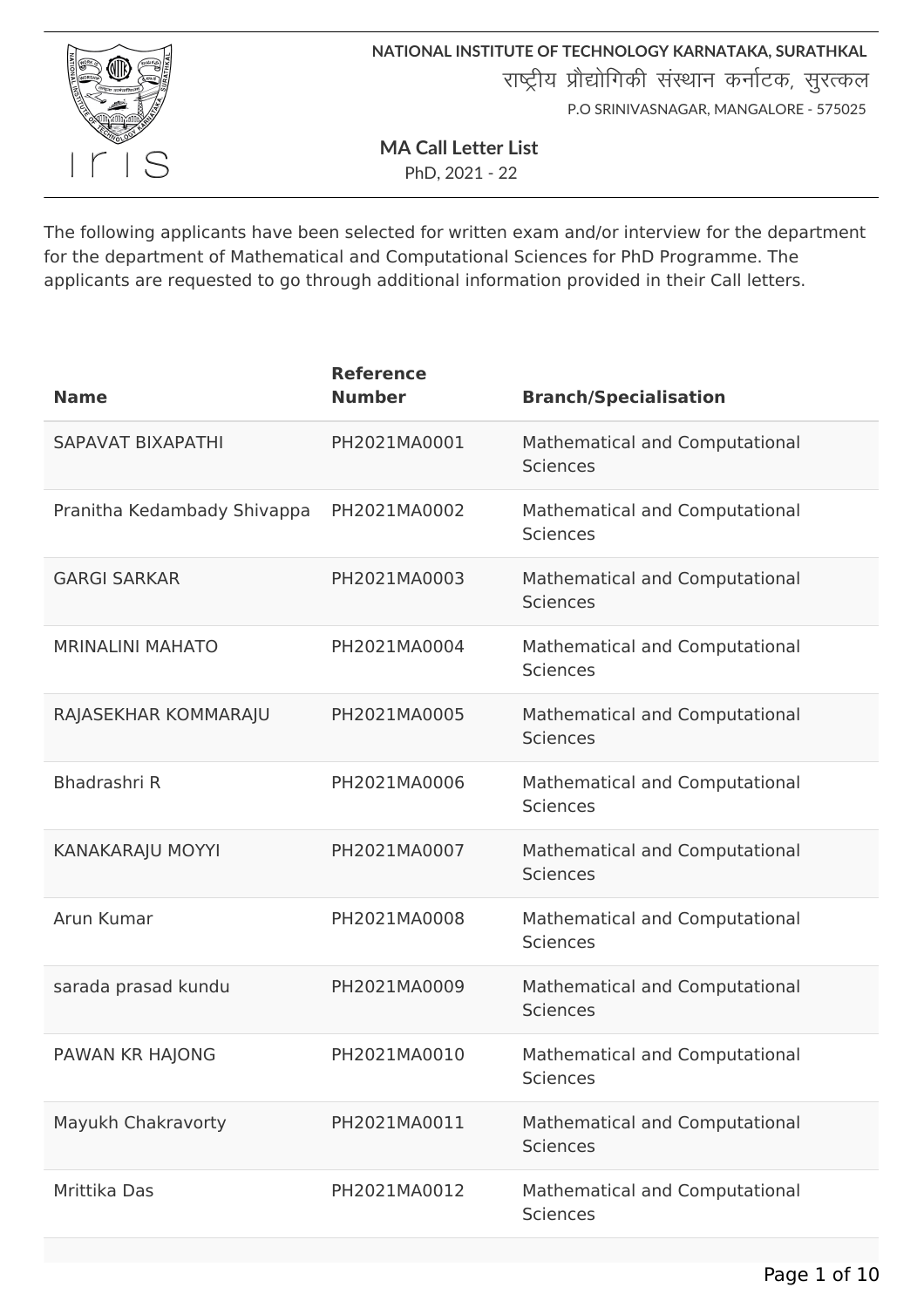**NATIONAL INSTITUTE OF TECHNOLOGY KARNATAKA, SURATHKAL**

राष्ट्रीय प्रौद्योगिकी संस्थान कर्नाटक, सुरत्कल

P.O SRINIVASNAGAR, MANGALORE - 575025

## MA Call Letter List

PhD, 2021 - 22

The following applicants have been selected for written exam and/or interview for the department for the department of Mathematical and Computational Sciences for PhD Programme. The applicants are requested to go through additional information provided in their Call letters.

| Name | Reference Number | Branch/Specialisation |
| --- | --- | --- |
| SAPAVAT BIXAPATHI | PH2021MA0001 | Mathematical and Computational Sciences |
| Pranitha Kedambady Shivappa | PH2021MA0002 | Mathematical and Computational Sciences |
| GARGI SARKAR | PH2021MA0003 | Mathematical and Computational Sciences |
| MRINALINI MAHATO | PH2021MA0004 | Mathematical and Computational Sciences |
| RAJASEKHAR KOMMARAJU | PH2021MA0005 | Mathematical and Computational Sciences |
| Bhadrashri R | PH2021MA0006 | Mathematical and Computational Sciences |
| KANAKARAJU MOYYI | PH2021MA0007 | Mathematical and Computational Sciences |
| Arun Kumar | PH2021MA0008 | Mathematical and Computational Sciences |
| sarada prasad kundu | PH2021MA0009 | Mathematical and Computational Sciences |
| PAWAN KR HAJONG | PH2021MA0010 | Mathematical and Computational Sciences |
| Mayukh Chakravorty | PH2021MA0011 | Mathematical and Computational Sciences |
| Mrittika Das | PH2021MA0012 | Mathematical and Computational Sciences |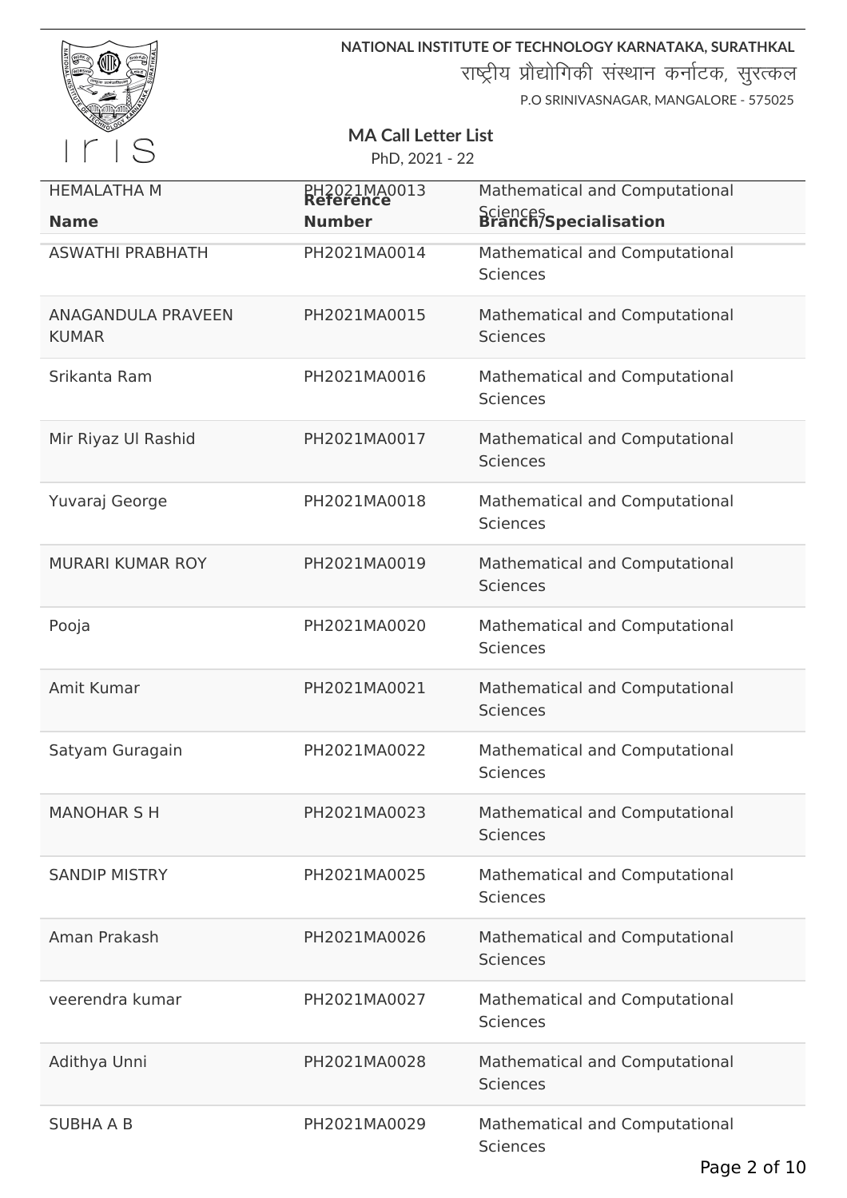NATIONAL INSTITUTE OF TECHNOLOGY KARNATAKA, SURATHKAL

राष्ट्रीय प्रौद्योगिकी संस्थान कर्नाटक, सुरत्कल

P.O SRINIVASNAGAR, MANGALORE - 575025

## MA Call Letter List

PhD, 2021 - 22

| Name | Reference Number | Branch/Specialisation |
|---|---|---|
| HEMALATHA M | PH2021MA0013 | Mathematical and Computational Sciences |
| ASWATHI PRABHATH | PH2021MA0014 | Mathematical and Computational Sciences |
| ANAGANDULA PRAVEEN KUMAR | PH2021MA0015 | Mathematical and Computational Sciences |
| Srikanta Ram | PH2021MA0016 | Mathematical and Computational Sciences |
| Mir Riyaz Ul Rashid | PH2021MA0017 | Mathematical and Computational Sciences |
| Yuvaraj George | PH2021MA0018 | Mathematical and Computational Sciences |
| MURARI KUMAR ROY | PH2021MA0019 | Mathematical and Computational Sciences |
| Pooja | PH2021MA0020 | Mathematical and Computational Sciences |
| Amit Kumar | PH2021MA0021 | Mathematical and Computational Sciences |
| Satyam Guragain | PH2021MA0022 | Mathematical and Computational Sciences |
| MANOHAR S H | PH2021MA0023 | Mathematical and Computational Sciences |
| SANDIP MISTRY | PH2021MA0025 | Mathematical and Computational Sciences |
| Aman Prakash | PH2021MA0026 | Mathematical and Computational Sciences |
| veerendra kumar | PH2021MA0027 | Mathematical and Computational Sciences |
| Adithya Unni | PH2021MA0028 | Mathematical and Computational Sciences |
| SUBHA A B | PH2021MA0029 | Mathematical and Computational Sciences |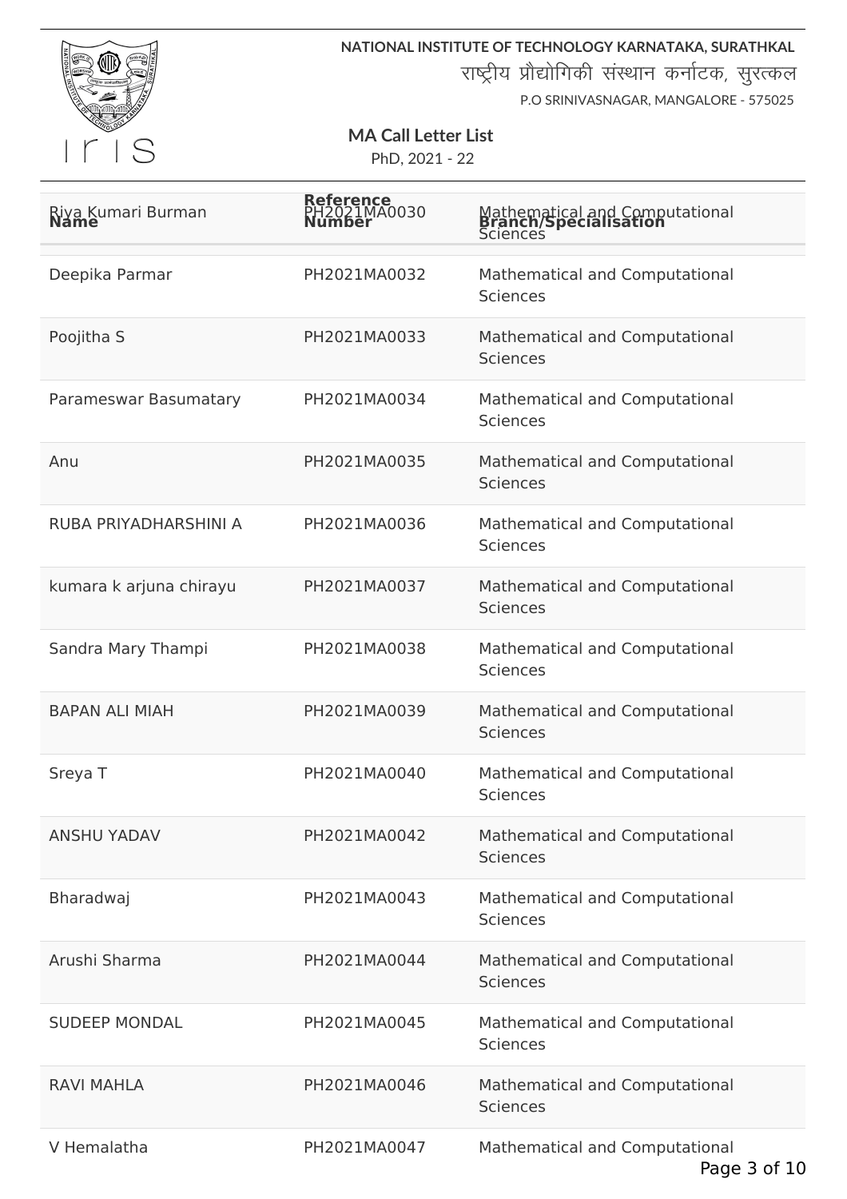NATIONAL INSTITUTE OF TECHNOLOGY KARNATAKA, SURATHKAL

राष्ट्रीय प्रौद्योगिकी संस्थान कर्नाटक, सुरत्कल

P.O SRINIVASNAGAR, MANGALORE - 575025

## MA Call Letter List

PhD, 2021 - 22

| Name | Reference Number | Branch/Specialisation |
|---|---|---|
| Riya Kumari Burman | PH2021MA0030 | Mathematical and Computational Sciences |
| Deepika Parmar | PH2021MA0032 | Mathematical and Computational Sciences |
| Poojitha S | PH2021MA0033 | Mathematical and Computational Sciences |
| Parameswar Basumatary | PH2021MA0034 | Mathematical and Computational Sciences |
| Anu | PH2021MA0035 | Mathematical and Computational Sciences |
| RUBA PRIYADHARSHINI A | PH2021MA0036 | Mathematical and Computational Sciences |
| kumara k arjuna chirayu | PH2021MA0037 | Mathematical and Computational Sciences |
| Sandra Mary Thampi | PH2021MA0038 | Mathematical and Computational Sciences |
| BAPAN ALI MIAH | PH2021MA0039 | Mathematical and Computational Sciences |
| Sreya T | PH2021MA0040 | Mathematical and Computational Sciences |
| ANSHU YADAV | PH2021MA0042 | Mathematical and Computational Sciences |
| Bharadwaj | PH2021MA0043 | Mathematical and Computational Sciences |
| Arushi Sharma | PH2021MA0044 | Mathematical and Computational Sciences |
| SUDEEP MONDAL | PH2021MA0045 | Mathematical and Computational Sciences |
| RAVI MAHLA | PH2021MA0046 | Mathematical and Computational Sciences |
| V Hemalatha | PH2021MA0047 | Mathematical and Computational |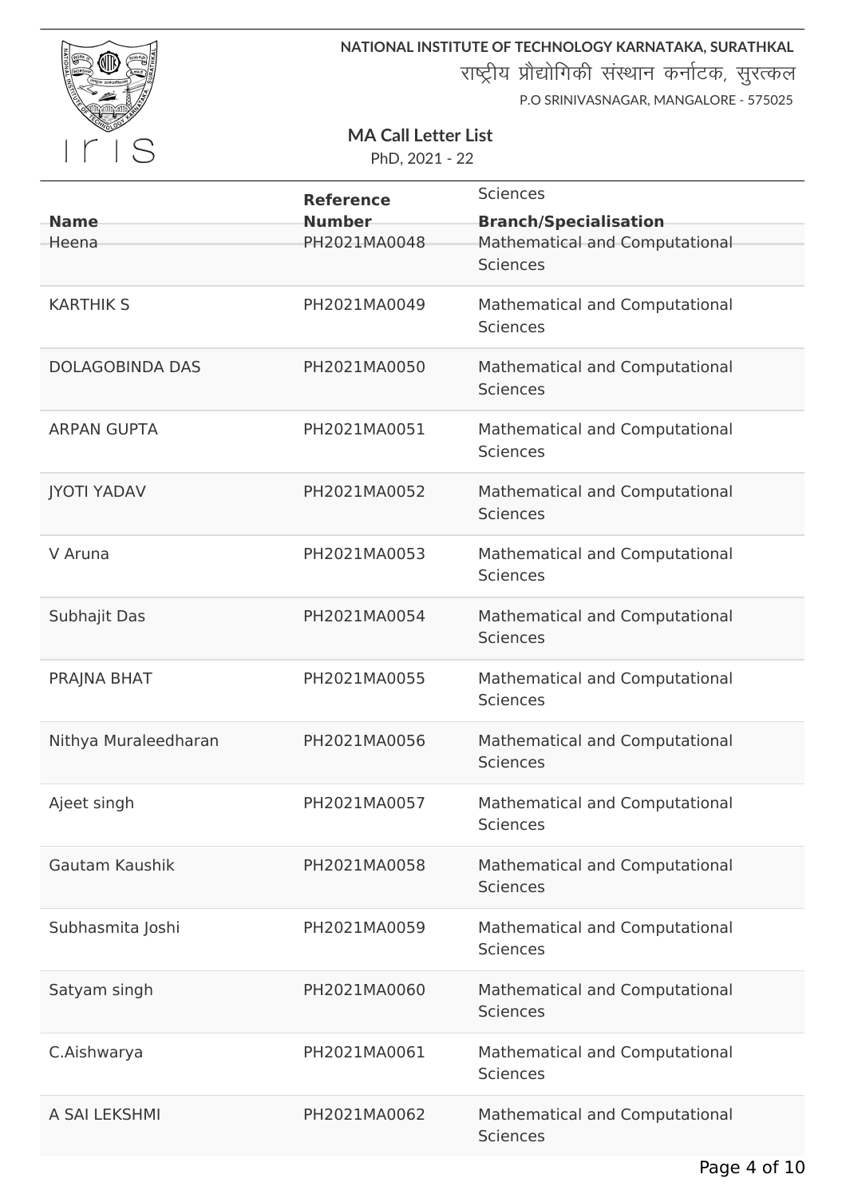NATIONAL INSTITUTE OF TECHNOLOGY KARNATAKA, SURATHKAL

राष्ट्रीय प्रौद्योगिकी संस्थान कर्नाटक, सुरत्कल

P.O SRINIVASNAGAR, MANGALORE - 575025

**MA Call Letter List**

PhD, 2021 - 22

| Name | Reference Number | Branch/Specialisation |
|---|---|---|
| | | Sciences |
| Heena | PH2021MA0048 | Mathematical and Computational Sciences |
| KARTHIK S | PH2021MA0049 | Mathematical and Computational Sciences |
| DOLAGOBINDA DAS | PH2021MA0050 | Mathematical and Computational Sciences |
| ARPAN GUPTA | PH2021MA0051 | Mathematical and Computational Sciences |
| JYOTI YADAV | PH2021MA0052 | Mathematical and Computational Sciences |
| V Aruna | PH2021MA0053 | Mathematical and Computational Sciences |
| Subhajit Das | PH2021MA0054 | Mathematical and Computational Sciences |
| PRAJNA BHAT | PH2021MA0055 | Mathematical and Computational Sciences |
| Nithya Muraleedharan | PH2021MA0056 | Mathematical and Computational Sciences |
| Ajeet singh | PH2021MA0057 | Mathematical and Computational Sciences |
| Gautam Kaushik | PH2021MA0058 | Mathematical and Computational Sciences |
| Subhasmita Joshi | PH2021MA0059 | Mathematical and Computational Sciences |
| Satyam singh | PH2021MA0060 | Mathematical and Computational Sciences |
| C.Aishwarya | PH2021MA0061 | Mathematical and Computational Sciences |
| A SAI LEKSHMI | PH2021MA0062 | Mathematical and Computational Sciences |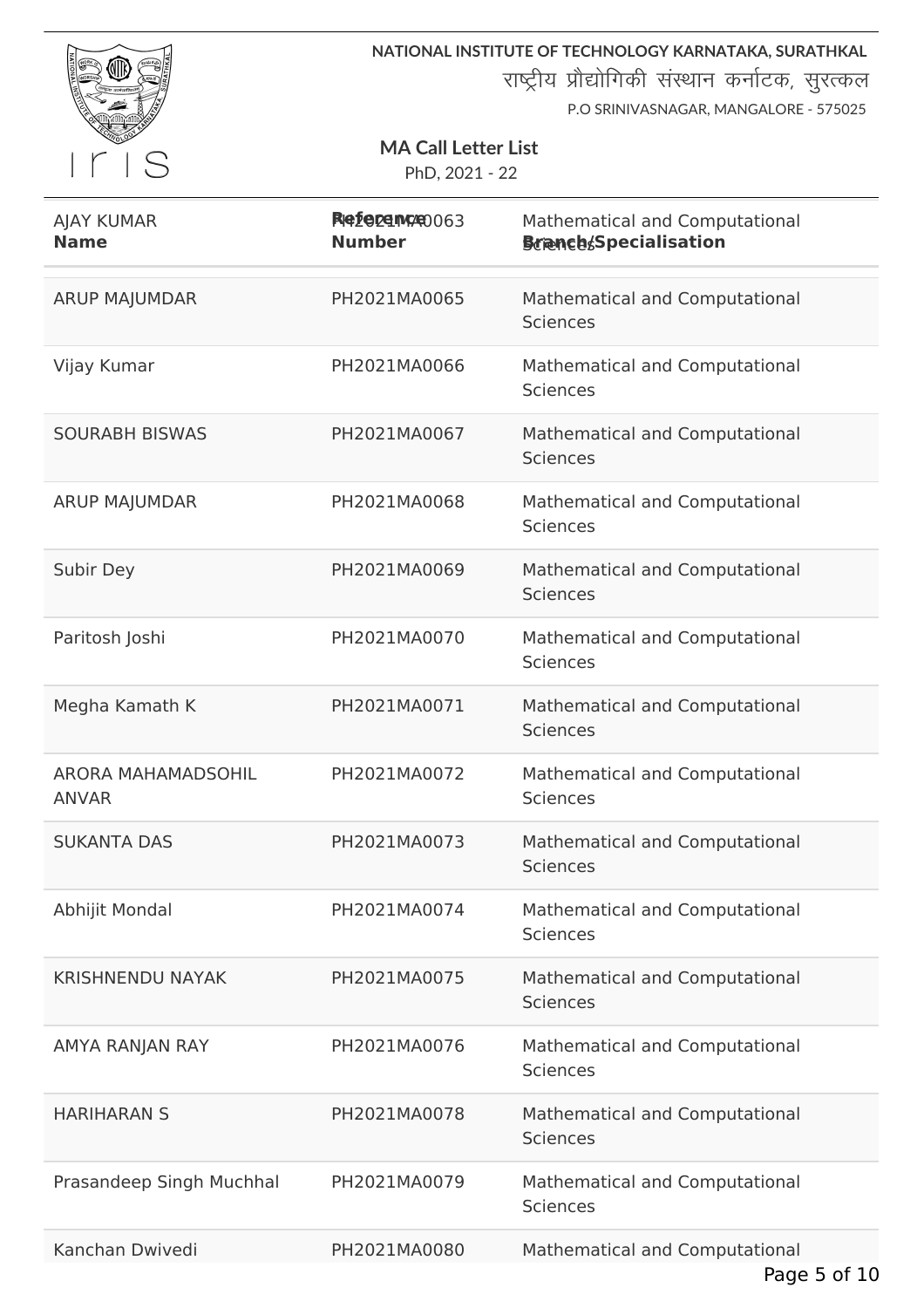NATIONAL INSTITUTE OF TECHNOLOGY KARNATAKA, SURATHKAL

राष्ट्रीय प्रौद्योगिकी संस्थान कर्नाटक, सुरत्कल

P.O SRINIVASNAGAR, MANGALORE - 575025

## MA Call Letter List

PhD, 2021 - 22

| Name | Reference Number | Branch/Specialisation |
|---|---|---|
| AJAY KUMAR | PH2021MA0063 | Mathematical and Computational Sciences |
| ARUP MAJUMDAR | PH2021MA0065 | Mathematical and Computational Sciences |
| Vijay Kumar | PH2021MA0066 | Mathematical and Computational Sciences |
| SOURABH BISWAS | PH2021MA0067 | Mathematical and Computational Sciences |
| ARUP MAJUMDAR | PH2021MA0068 | Mathematical and Computational Sciences |
| Subir Dey | PH2021MA0069 | Mathematical and Computational Sciences |
| Paritosh Joshi | PH2021MA0070 | Mathematical and Computational Sciences |
| Megha Kamath K | PH2021MA0071 | Mathematical and Computational Sciences |
| ARORA MAHAMADSOHIL ANVAR | PH2021MA0072 | Mathematical and Computational Sciences |
| SUKANTA DAS | PH2021MA0073 | Mathematical and Computational Sciences |
| Abhijit Mondal | PH2021MA0074 | Mathematical and Computational Sciences |
| KRISHNENDU NAYAK | PH2021MA0075 | Mathematical and Computational Sciences |
| AMYA RANJAN RAY | PH2021MA0076 | Mathematical and Computational Sciences |
| HARIHARAN S | PH2021MA0078 | Mathematical and Computational Sciences |
| Prasandeep Singh Muchhal | PH2021MA0079 | Mathematical and Computational Sciences |
| Kanchan Dwivedi | PH2021MA0080 | Mathematical and Computational |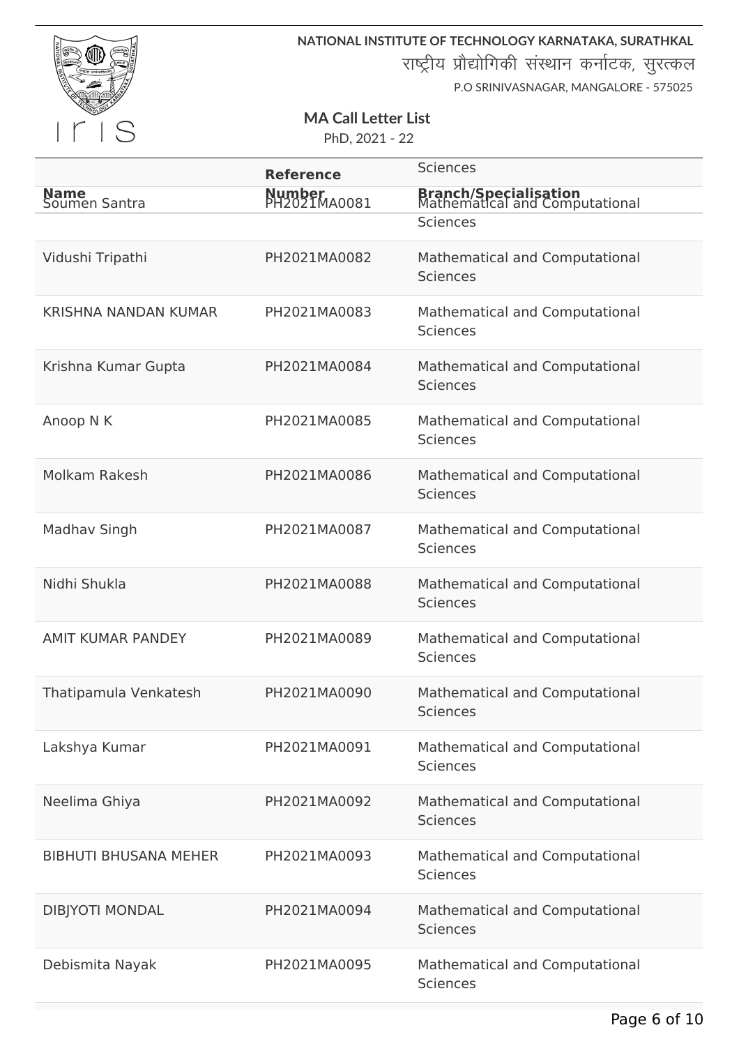NATIONAL INSTITUTE OF TECHNOLOGY KARNATAKA, SURATHKAL

राष्ट्रीय प्रौद्योगिकी संस्थान कर्नाटक, सुरत्कल

P.O SRINIVASNAGAR, MANGALORE - 575025

## MA Call Letter List

PhD, 2021 - 22

| Name | Reference Number | Branch/Specialisation |
|---|---|---|
| Soumen Santra | PH2021MA0081 | Mathematical and Computational Sciences |
| Vidushi Tripathi | PH2021MA0082 | Mathematical and Computational Sciences |
| KRISHNA NANDAN KUMAR | PH2021MA0083 | Mathematical and Computational Sciences |
| Krishna Kumar Gupta | PH2021MA0084 | Mathematical and Computational Sciences |
| Anoop N K | PH2021MA0085 | Mathematical and Computational Sciences |
| Molkam Rakesh | PH2021MA0086 | Mathematical and Computational Sciences |
| Madhav Singh | PH2021MA0087 | Mathematical and Computational Sciences |
| Nidhi Shukla | PH2021MA0088 | Mathematical and Computational Sciences |
| AMIT KUMAR PANDEY | PH2021MA0089 | Mathematical and Computational Sciences |
| Thatipamula Venkatesh | PH2021MA0090 | Mathematical and Computational Sciences |
| Lakshya Kumar | PH2021MA0091 | Mathematical and Computational Sciences |
| Neelima Ghiya | PH2021MA0092 | Mathematical and Computational Sciences |
| BIBHUTI BHUSANA MEHER | PH2021MA0093 | Mathematical and Computational Sciences |
| DIBJYOTI MONDAL | PH2021MA0094 | Mathematical and Computational Sciences |
| Debismita Nayak | PH2021MA0095 | Mathematical and Computational Sciences |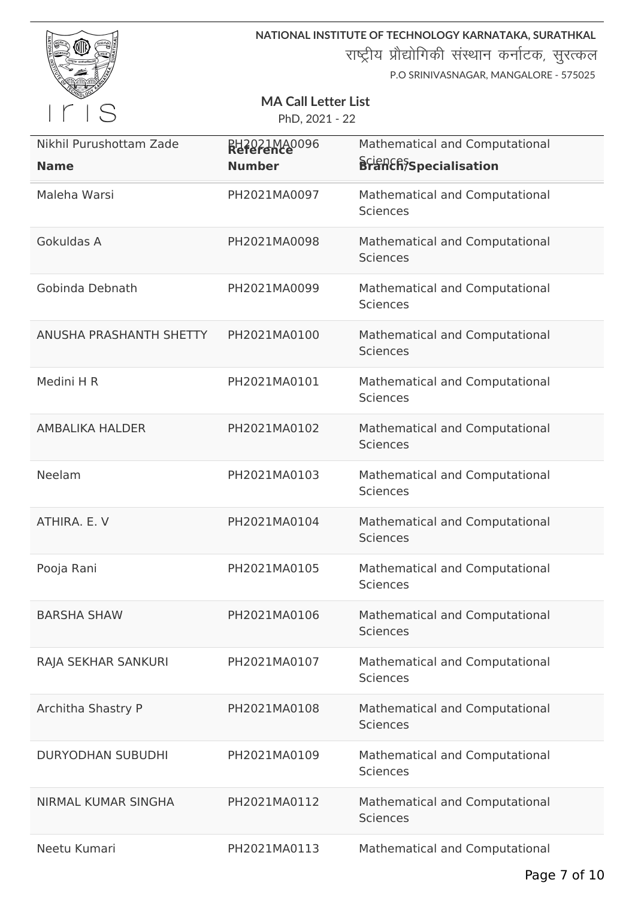NATIONAL INSTITUTE OF TECHNOLOGY KARNATAKA, SURATHKAL

राष्ट्रीय प्रौद्योगिकी संस्थान कर्नाटक, सुरत्कल

P.O SRINIVASNAGAR, MANGALORE - 575025

**MA Call Letter List**

PhD, 2021 - 22

| Name | Reference Number | Branch/Specialisation |
|---|---|---|
| Nikhil Purushottam Zade | PH2021MA0096 | Mathematical and Computational Sciences |
| Maleha Warsi | PH2021MA0097 | Mathematical and Computational Sciences |
| Gokuldas A | PH2021MA0098 | Mathematical and Computational Sciences |
| Gobinda Debnath | PH2021MA0099 | Mathematical and Computational Sciences |
| ANUSHA PRASHANTH SHETTY | PH2021MA0100 | Mathematical and Computational Sciences |
| Medini H R | PH2021MA0101 | Mathematical and Computational Sciences |
| AMBALIKA HALDER | PH2021MA0102 | Mathematical and Computational Sciences |
| Neelam | PH2021MA0103 | Mathematical and Computational Sciences |
| ATHIRA. E. V | PH2021MA0104 | Mathematical and Computational Sciences |
| Pooja Rani | PH2021MA0105 | Mathematical and Computational Sciences |
| BARSHA SHAW | PH2021MA0106 | Mathematical and Computational Sciences |
| RAJA SEKHAR SANKURI | PH2021MA0107 | Mathematical and Computational Sciences |
| Architha Shastry P | PH2021MA0108 | Mathematical and Computational Sciences |
| DURYODHAN SUBUDHI | PH2021MA0109 | Mathematical and Computational Sciences |
| NIRMAL KUMAR SINGHA | PH2021MA0112 | Mathematical and Computational Sciences |
| Neetu Kumari | PH2021MA0113 | Mathematical and Computational |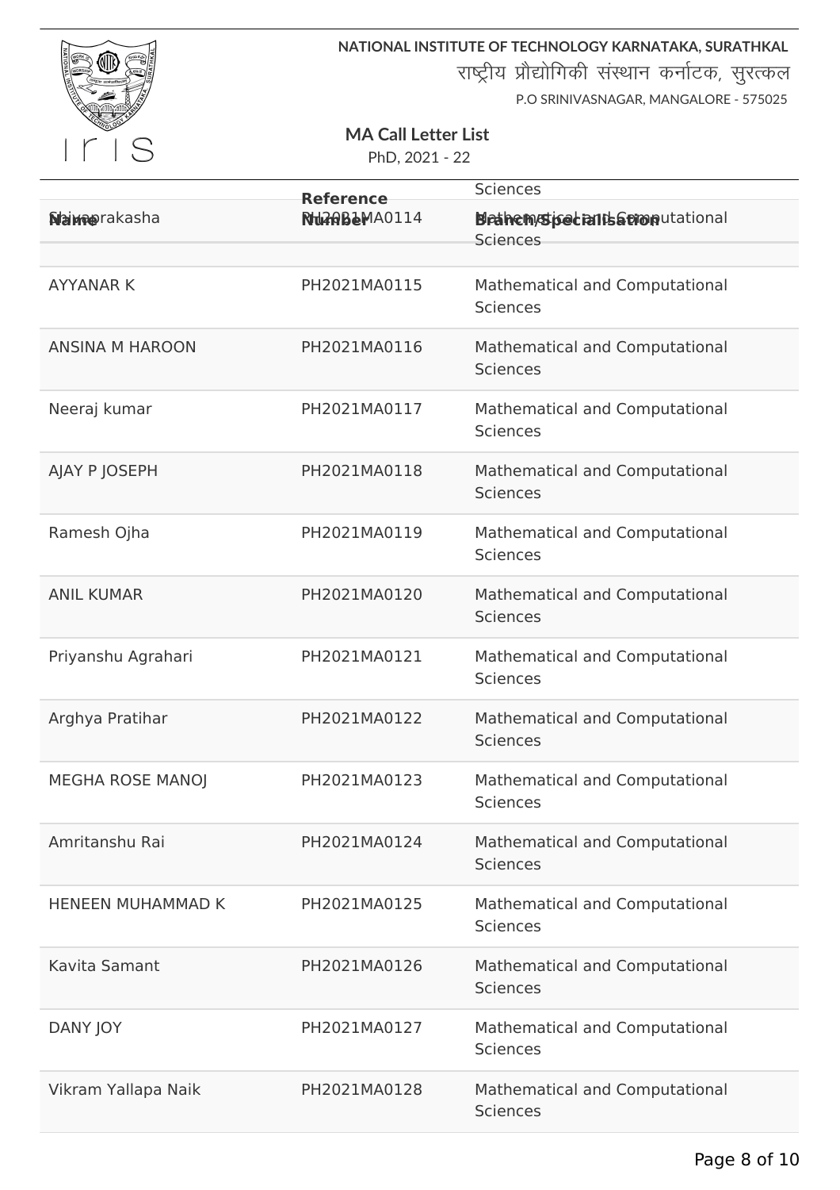**NATIONAL INSTITUTE OF TECHNOLOGY KARNATAKA, SURATHKAL**

राष्ट्रीय प्रौद्योगिकी संस्थान कर्नाटक, सुरत्कल

P.O SRINIVASNAGAR, MANGALORE - 575025

## MA Call Letter List

PhD, 2021 - 22

| Name | Reference Number | Branch/Specialisation |
|---|---|---|
| Shivaprakasha | PH2021MA0114 | Mathematical and Computational Sciences |
| AYYANAR K | PH2021MA0115 | Mathematical and Computational Sciences |
| ANSINA M HAROON | PH2021MA0116 | Mathematical and Computational Sciences |
| Neeraj kumar | PH2021MA0117 | Mathematical and Computational Sciences |
| AJAY P JOSEPH | PH2021MA0118 | Mathematical and Computational Sciences |
| Ramesh Ojha | PH2021MA0119 | Mathematical and Computational Sciences |
| ANIL KUMAR | PH2021MA0120 | Mathematical and Computational Sciences |
| Priyanshu Agrahari | PH2021MA0121 | Mathematical and Computational Sciences |
| Arghya Pratihar | PH2021MA0122 | Mathematical and Computational Sciences |
| MEGHA ROSE MANOJ | PH2021MA0123 | Mathematical and Computational Sciences |
| Amritanshu Rai | PH2021MA0124 | Mathematical and Computational Sciences |
| HENEEN MUHAMMAD K | PH2021MA0125 | Mathematical and Computational Sciences |
| Kavita Samant | PH2021MA0126 | Mathematical and Computational Sciences |
| DANY JOY | PH2021MA0127 | Mathematical and Computational Sciences |
| Vikram Yallapa Naik | PH2021MA0128 | Mathematical and Computational Sciences |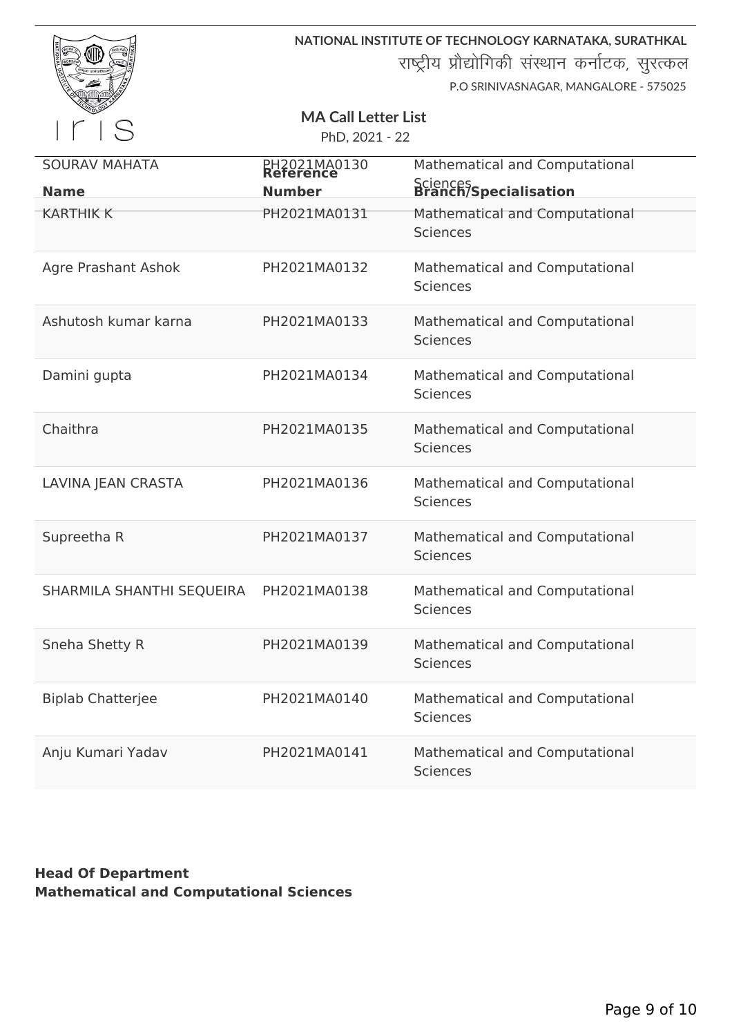NATIONAL INSTITUTE OF TECHNOLOGY KARNATAKA, SURATHKAL

राष्ट्रीय प्रौद्योगिकी संस्थान कर्नाटक, सुरत्कल

P.O SRINIVASNAGAR, MANGALORE - 575025

## MA Call Letter List

PhD, 2021 - 22

| Name | Reference Number | Branch/Specialisation |
|---|---|---|
| SOURAV MAHATA | PH2021MA0130 | Mathematical and Computational Sciences |
| KARTHIK K | PH2021MA0131 | Mathematical and Computational Sciences |
| Agre Prashant Ashok | PH2021MA0132 | Mathematical and Computational Sciences |
| Ashutosh kumar karna | PH2021MA0133 | Mathematical and Computational Sciences |
| Damini gupta | PH2021MA0134 | Mathematical and Computational Sciences |
| Chaithra | PH2021MA0135 | Mathematical and Computational Sciences |
| LAVINA JEAN CRASTA | PH2021MA0136 | Mathematical and Computational Sciences |
| Supreetha R | PH2021MA0137 | Mathematical and Computational Sciences |
| SHARMILA SHANTHI SEQUEIRA | PH2021MA0138 | Mathematical and Computational Sciences |
| Sneha Shetty R | PH2021MA0139 | Mathematical and Computational Sciences |
| Biplab Chatterjee | PH2021MA0140 | Mathematical and Computational Sciences |
| Anju Kumari Yadav | PH2021MA0141 | Mathematical and Computational Sciences |

**Head Of Department**
**Mathematical and Computational Sciences**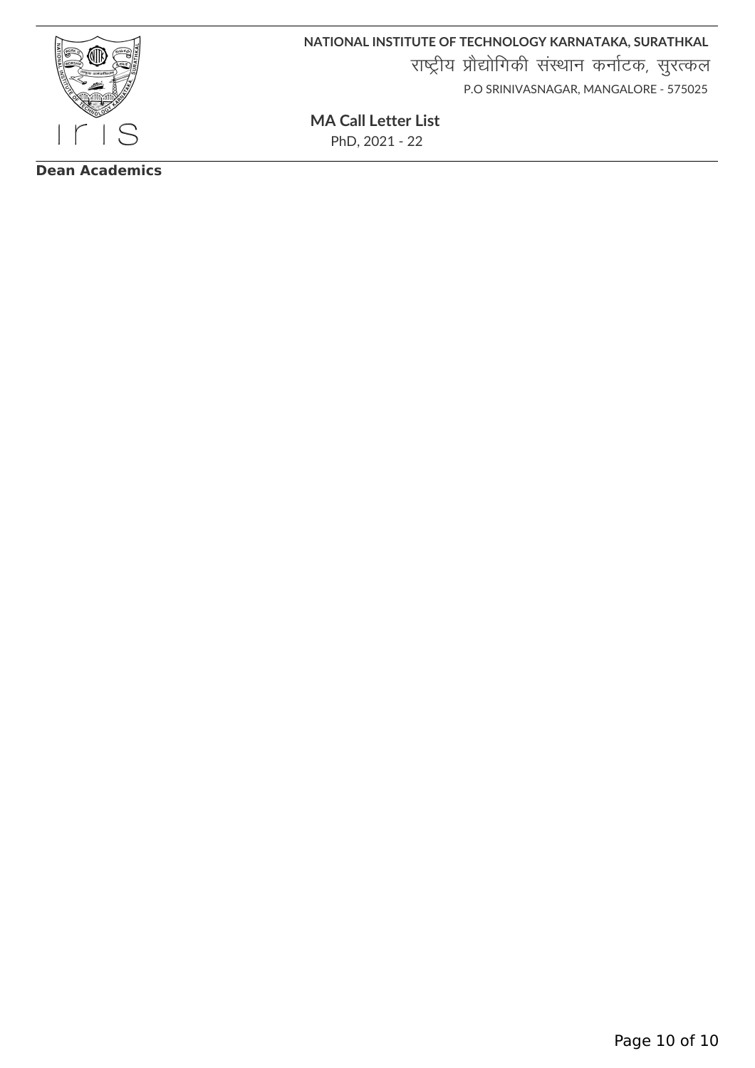NATIONAL INSTITUTE OF TECHNOLOGY KARNATAKA, SURATHKAL

राष्ट्रीय प्रौद्योगिकी संस्थान कर्नाटक, सुरत्कल

P.O SRINIVASNAGAR, MANGALORE - 575025

**MA Call Letter List**

PhD, 2021 - 22

**Dean Academics**